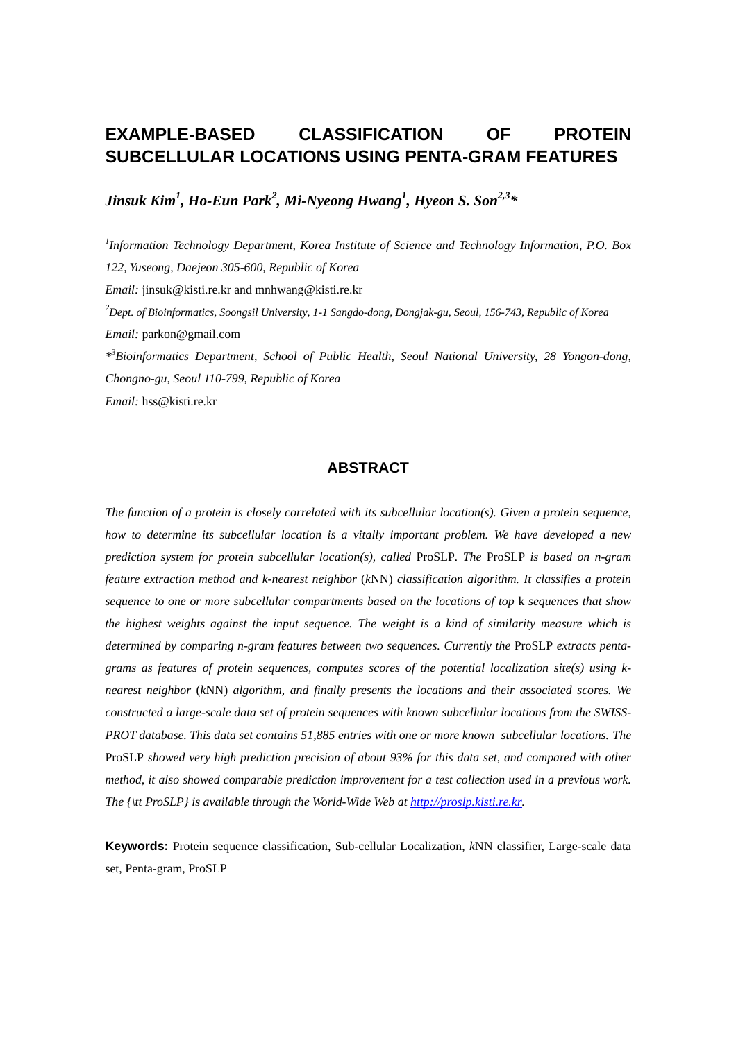# EXAMPLE-BASED CLASSIFICATION OF PROTEIN SUBCELLULAR LOCATIONS USING PENTA-GRAM FEATURES

***Jinsuk Kim[1], Ho-Eun Park[2], Mi-Nyeong Hwang[1], Hyeon S. Son[2,3]****

[1]*Information Technology Department, Korea Institute of Science and Technology Information, P.O. Box 122, Yuseong, Daejeon 305-600, Republic of Korea*

*Email:* jinsuk@kisti.re.kr and mnhwang@kisti.re.kr

[2]*Dept. of Bioinformatics, Soongsil University, 1-1 Sangdo-dong, Dongjak-gu, Seoul, 156-743, Republic of Korea*

*Email:* parkon@gmail.com

*[3]*Bioinformatics Department, School of Public Health, Seoul National University, 28 Yongon-dong, Chongno-gu, Seoul 110-799, Republic of Korea*

*Email:* hss@kisti.re.kr

## ABSTRACT

*The function of a protein is closely correlated with its subcellular location(s). Given a protein sequence, how to determine its subcellular location is a vitally important problem. We have developed a new prediction system for protein subcellular location(s), called* ProSLP*. The* ProSLP *is based on n-gram feature extraction method and k-nearest neighbor* (*k*NN) *classification algorithm. It classifies a protein sequence to one or more subcellular compartments based on the locations of top* k *sequences that show the highest weights against the input sequence. The weight is a kind of similarity measure which is determined by comparing n-gram features between two sequences. Currently the* ProSLP *extracts penta-grams as features of protein sequences, computes scores of the potential localization site(s) using k-nearest neighbor* (*k*NN) *algorithm, and finally presents the locations and their associated scores. We constructed a large-scale data set of protein sequences with known subcellular locations from the SWISS-PROT database. This data set contains 51,885 entries with one or more known subcellular locations. The* ProSLP *showed very high prediction precision of about 93% for this data set, and compared with other method, it also showed comparable prediction improvement for a test collection used in a previous work. The {\tt ProSLP} is available through the World-Wide Web at [http://proslp.kisti.re.kr](http://proslp.kisti.re.kr).*

**Keywords:** Protein sequence classification, Sub-cellular Localization, *k*NN classifier, Large-scale data set, Penta-gram, ProSLP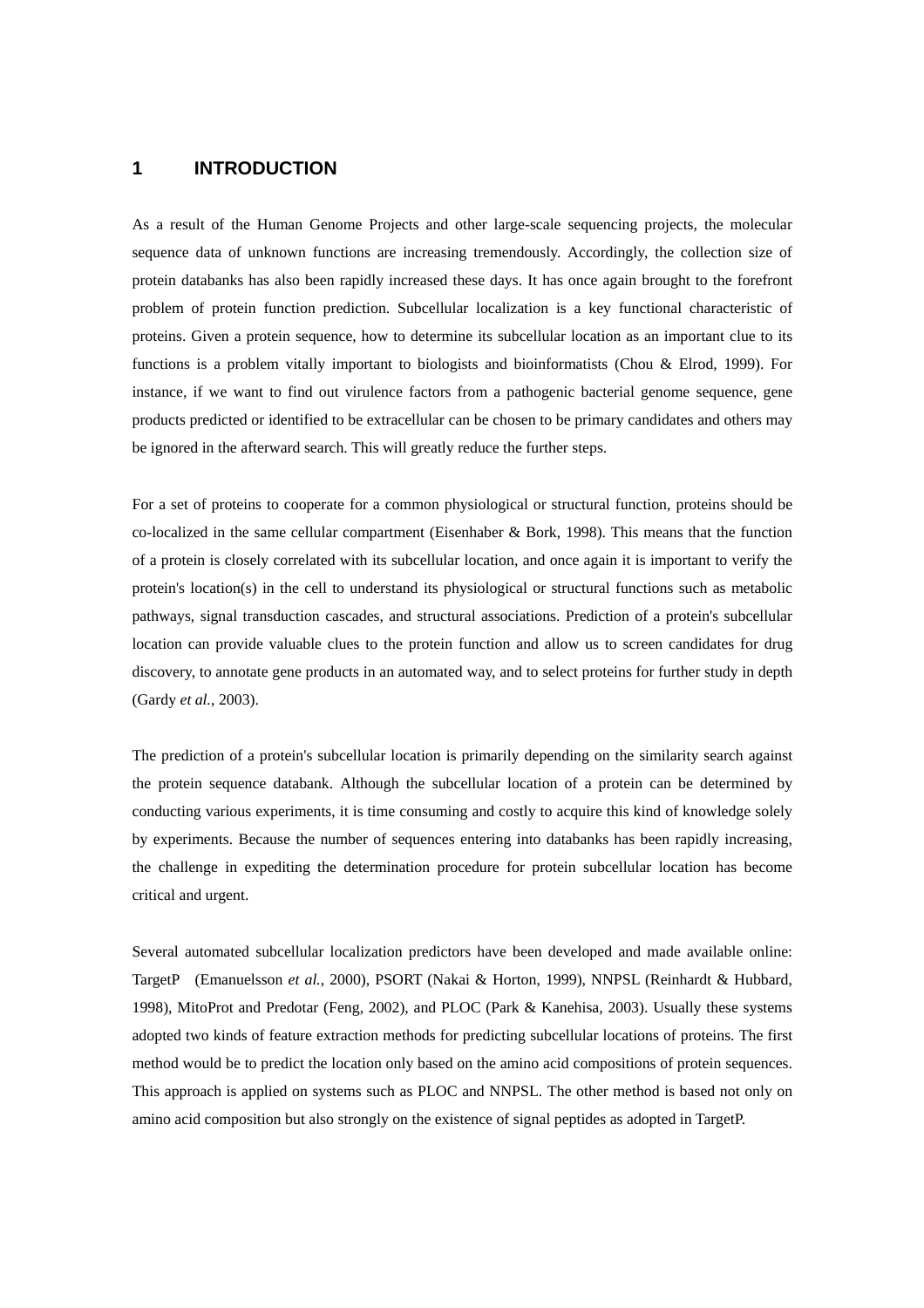# 1 INTRODUCTION

As a result of the Human Genome Projects and other large-scale sequencing projects, the molecular sequence data of unknown functions are increasing tremendously. Accordingly, the collection size of protein databanks has also been rapidly increased these days. It has once again brought to the forefront problem of protein function prediction. Subcellular localization is a key functional characteristic of proteins. Given a protein sequence, how to determine its subcellular location as an important clue to its functions is a problem vitally important to biologists and bioinformatists (Chou & Elrod, 1999). For instance, if we want to find out virulence factors from a pathogenic bacterial genome sequence, gene products predicted or identified to be extracellular can be chosen to be primary candidates and others may be ignored in the afterward search. This will greatly reduce the further steps.

For a set of proteins to cooperate for a common physiological or structural function, proteins should be co-localized in the same cellular compartment (Eisenhaber & Bork, 1998). This means that the function of a protein is closely correlated with its subcellular location, and once again it is important to verify the protein's location(s) in the cell to understand its physiological or structural functions such as metabolic pathways, signal transduction cascades, and structural associations. Prediction of a protein's subcellular location can provide valuable clues to the protein function and allow us to screen candidates for drug discovery, to annotate gene products in an automated way, and to select proteins for further study in depth (Gardy *et al.*, 2003).

The prediction of a protein's subcellular location is primarily depending on the similarity search against the protein sequence databank. Although the subcellular location of a protein can be determined by conducting various experiments, it is time consuming and costly to acquire this kind of knowledge solely by experiments. Because the number of sequences entering into databanks has been rapidly increasing, the challenge in expediting the determination procedure for protein subcellular location has become critical and urgent.

Several automated subcellular localization predictors have been developed and made available online: TargetP (Emanuelsson *et al.*, 2000), PSORT (Nakai & Horton, 1999), NNPSL (Reinhardt & Hubbard, 1998), MitoProt and Predotar (Feng, 2002), and PLOC (Park & Kanehisa, 2003). Usually these systems adopted two kinds of feature extraction methods for predicting subcellular locations of proteins. The first method would be to predict the location only based on the amino acid compositions of protein sequences. This approach is applied on systems such as PLOC and NNPSL. The other method is based not only on amino acid composition but also strongly on the existence of signal peptides as adopted in TargetP.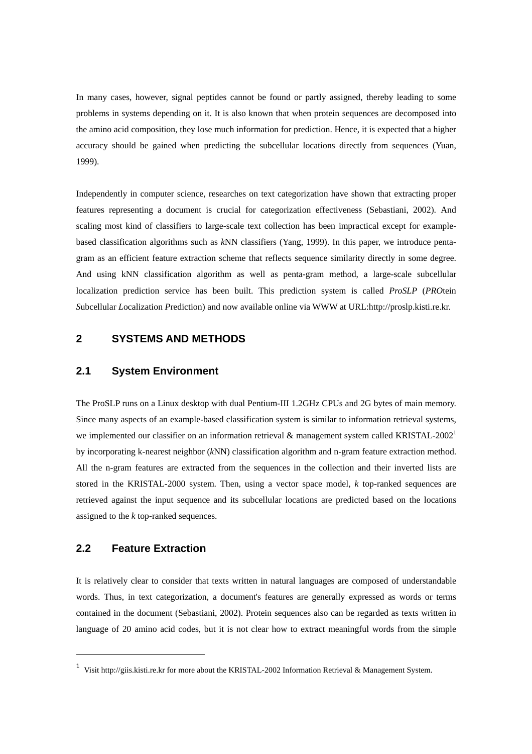In many cases, however, signal peptides cannot be found or partly assigned, thereby leading to some problems in systems depending on it. It is also known that when protein sequences are decomposed into the amino acid composition, they lose much information for prediction. Hence, it is expected that a higher accuracy should be gained when predicting the subcellular locations directly from sequences (Yuan, 1999).

Independently in computer science, researches on text categorization have shown that extracting proper features representing a document is crucial for categorization effectiveness (Sebastiani, 2002). And scaling most kind of classifiers to large-scale text collection has been impractical except for example-based classification algorithms such as *k*NN classifiers (Yang, 1999). In this paper, we introduce penta-gram as an efficient feature extraction scheme that reflects sequence similarity directly in some degree. And using kNN classification algorithm as well as penta-gram method, a large-scale subcellular localization prediction service has been built. This prediction system is called *ProSLP* (*PRO*tein *S*ubcellular *L*ocalization *P*rediction) and now available online via WWW at URL:http://proslp.kisti.re.kr.

## 2 SYSTEMS AND METHODS

### 2.1 System Environment

The ProSLP runs on a Linux desktop with dual Pentium-III 1.2GHz CPUs and 2G bytes of main memory. Since many aspects of an example-based classification system is similar to information retrieval systems, we implemented our classifier on an information retrieval & management system called KRISTAL-2002[1] by incorporating k-nearest neighbor (*k*NN) classification algorithm and n-gram feature extraction method. All the n-gram features are extracted from the sequences in the collection and their inverted lists are stored in the KRISTAL-2000 system. Then, using a vector space model, *k* top-ranked sequences are retrieved against the input sequence and its subcellular locations are predicted based on the locations assigned to the *k* top-ranked sequences.

### 2.2 Feature Extraction

It is relatively clear to consider that texts written in natural languages are composed of understandable words. Thus, in text categorization, a document's features are generally expressed as words or terms contained in the document (Sebastiani, 2002). Protein sequences also can be regarded as texts written in language of 20 amino acid codes, but it is not clear how to extract meaningful words from the simple

---

[1] Visit http://giis.kisti.re.kr for more about the KRISTAL-2002 Information Retrieval & Management System.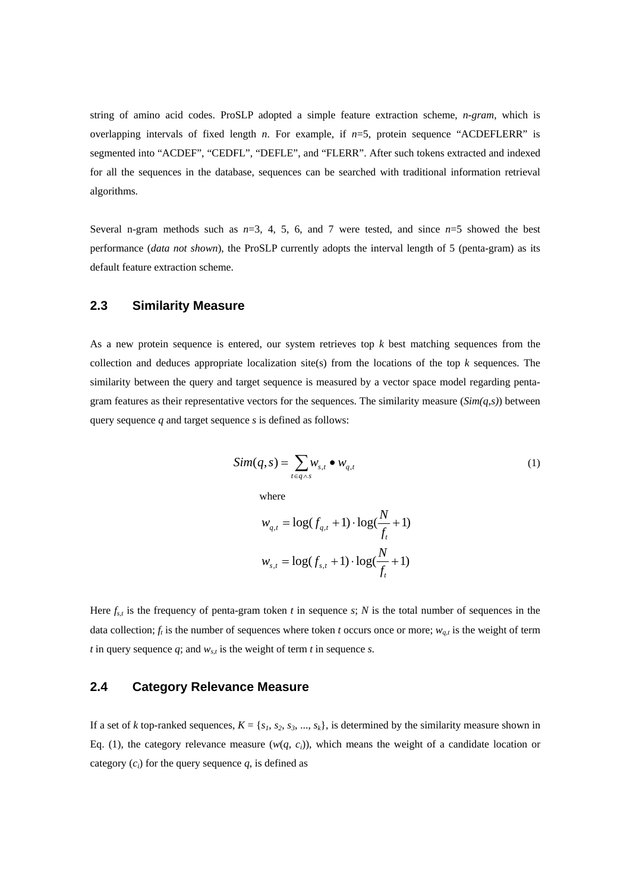string of amino acid codes. ProSLP adopted a simple feature extraction scheme, *n-gram*, which is overlapping intervals of fixed length *n*. For example, if *n*=5, protein sequence "ACDEFLERR" is segmented into "ACDEF", "CEDFL", "DEFLE", and "FLERR". After such tokens extracted and indexed for all the sequences in the database, sequences can be searched with traditional information retrieval algorithms.

Several n-gram methods such as *n*=3, 4, 5, 6, and 7 were tested, and since *n*=5 showed the best performance (*data not shown*), the ProSLP currently adopts the interval length of 5 (penta-gram) as its default feature extraction scheme.

## 2.3 Similarity Measure

As a new protein sequence is entered, our system retrieves top *k* best matching sequences from the collection and deduces appropriate localization site(s) from the locations of the top *k* sequences. The similarity between the query and target sequence is measured by a vector space model regarding penta-gram features as their representative vectors for the sequences. The similarity measure ($Sim(q,s)$) between query sequence *q* and target sequence *s* is defined as follows:

$$Sim(q,s) = \sum_{t \in q \wedge s} w_{s,t} \bullet w_{q,t} \tag{1}$$

where

$$w_{q,t} = \log(f_{q,t} + 1) \cdot \log(\frac{N}{f_t} + 1)$$

$$w_{s,t} = \log(f_{s,t} + 1) \cdot \log(\frac{N}{f_t} + 1)$$

Here $f_{s,t}$ is the frequency of penta-gram token *t* in sequence *s*; *N* is the total number of sequences in the data collection; $f_t$ is the number of sequences where token *t* occurs once or more; $w_{q,t}$ is the weight of term *t* in query sequence *q*; and $w_{s,t}$ is the weight of term *t* in sequence *s*.

## 2.4 Category Relevance Measure

If a set of *k* top-ranked sequences, $K = \{s_1, s_2, s_3, ..., s_k\}$, is determined by the similarity measure shown in Eq. (1), the category relevance measure ($w(q, c_i)$), which means the weight of a candidate location or category ($c_i$) for the query sequence *q*, is defined as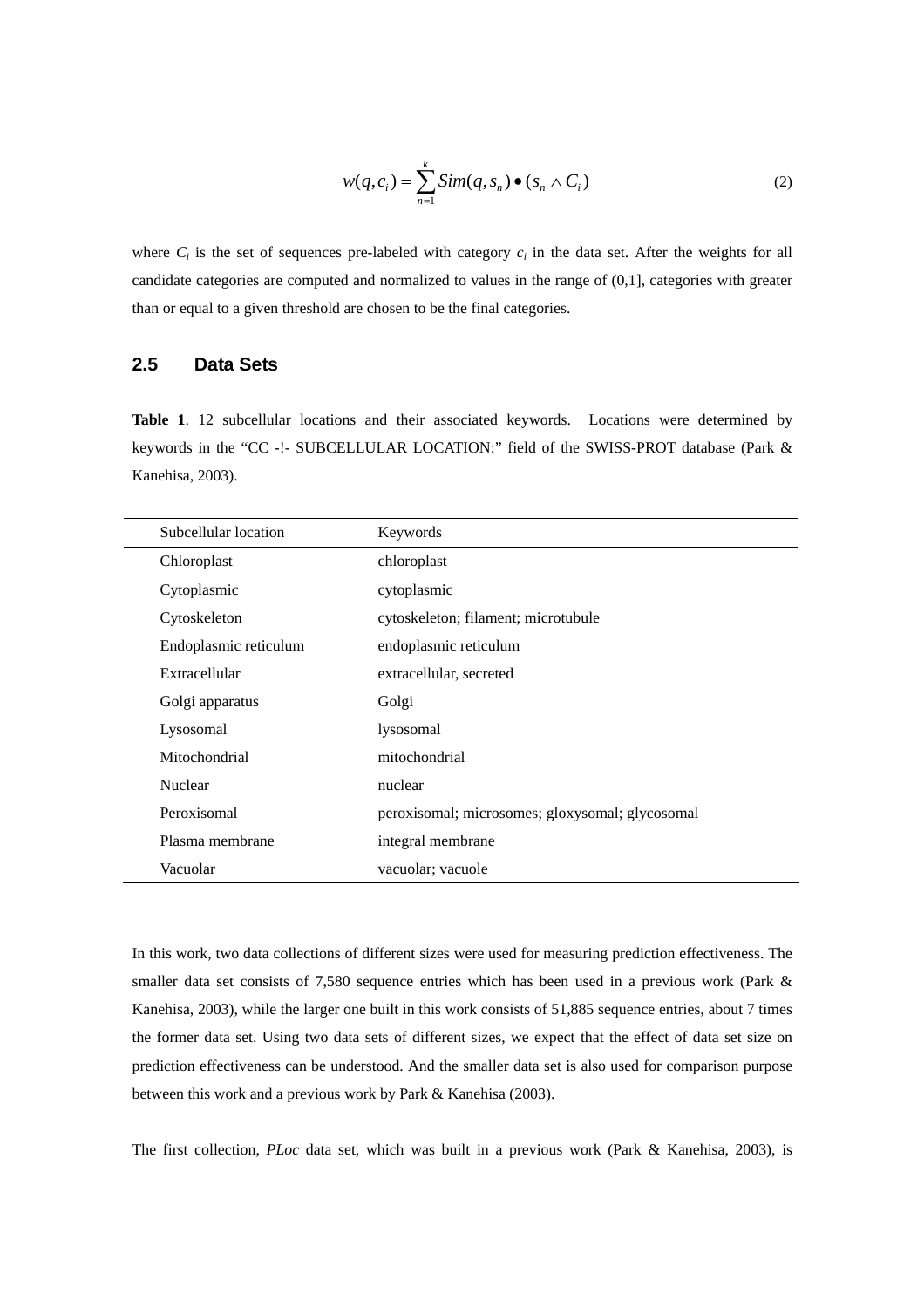$$w(q, c_i) = \sum_{n=1}^{k} Sim(q, s_n) \bullet (s_n \wedge C_i) \tag{2}$$

where $C_i$ is the set of sequences pre-labeled with category $c_i$ in the data set. After the weights for all candidate categories are computed and normalized to values in the range of (0,1], categories with greater than or equal to a given threshold are chosen to be the final categories.

## 2.5 Data Sets

**Table 1**. 12 subcellular locations and their associated keywords. Locations were determined by keywords in the "CC -!- SUBCELLULAR LOCATION:" field of the SWISS-PROT database (Park & Kanehisa, 2003).

| Subcellular location | Keywords |
|---|---|
| Chloroplast | chloroplast |
| Cytoplasmic | cytoplasmic |
| Cytoskeleton | cytoskeleton; filament; microtubule |
| Endoplasmic reticulum | endoplasmic reticulum |
| Extracellular | extracellular, secreted |
| Golgi apparatus | Golgi |
| Lysosomal | lysosomal |
| Mitochondrial | mitochondrial |
| Nuclear | nuclear |
| Peroxisomal | peroxisomal; microsomes; gloxysomal; glycosomal |
| Plasma membrane | integral membrane |
| Vacuolar | vacuolar; vacuole |

In this work, two data collections of different sizes were used for measuring prediction effectiveness. The smaller data set consists of 7,580 sequence entries which has been used in a previous work (Park & Kanehisa, 2003), while the larger one built in this work consists of 51,885 sequence entries, about 7 times the former data set. Using two data sets of different sizes, we expect that the effect of data set size on prediction effectiveness can be understood. And the smaller data set is also used for comparison purpose between this work and a previous work by Park & Kanehisa (2003).

The first collection, *PLoc* data set, which was built in a previous work (Park & Kanehisa, 2003), is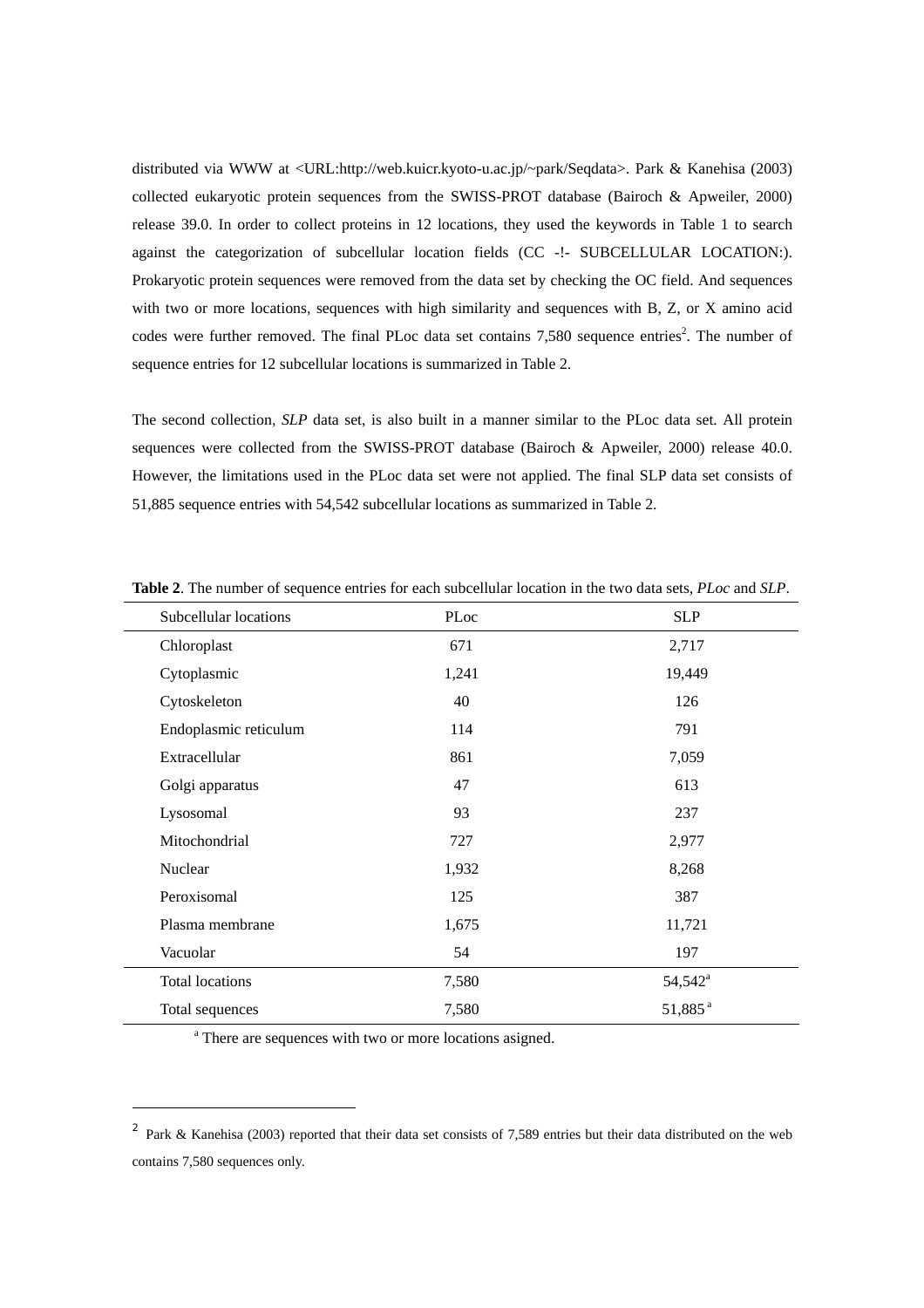distributed via WWW at <URL:http://web.kuicr.kyoto-u.ac.jp/~park/Seqdata>. Park & Kanehisa (2003) collected eukaryotic protein sequences from the SWISS-PROT database (Bairoch & Apweiler, 2000) release 39.0. In order to collect proteins in 12 locations, they used the keywords in Table 1 to search against the categorization of subcellular location fields (CC -!- SUBCELLULAR LOCATION:). Prokaryotic protein sequences were removed from the data set by checking the OC field. And sequences with two or more locations, sequences with high similarity and sequences with B, Z, or X amino acid codes were further removed. The final PLoc data set contains 7,580 sequence entries[2]. The number of sequence entries for 12 subcellular locations is summarized in Table 2.

The second collection, *SLP* data set, is also built in a manner similar to the PLoc data set. All protein sequences were collected from the SWISS-PROT database (Bairoch & Apweiler, 2000) release 40.0. However, the limitations used in the PLoc data set were not applied. The final SLP data set consists of 51,885 sequence entries with 54,542 subcellular locations as summarized in Table 2.

**Table 2**. The number of sequence entries for each subcellular location in the two data sets, *PLoc* and *SLP*.

| Subcellular locations | PLoc | SLP |
|---|---|---|
| Chloroplast | 671 | 2,717 |
| Cytoplasmic | 1,241 | 19,449 |
| Cytoskeleton | 40 | 126 |
| Endoplasmic reticulum | 114 | 791 |
| Extracellular | 861 | 7,059 |
| Golgi apparatus | 47 | 613 |
| Lysosomal | 93 | 237 |
| Mitochondrial | 727 | 2,977 |
| Nuclear | 1,932 | 8,268 |
| Peroxisomal | 125 | 387 |
| Plasma membrane | 1,675 | 11,721 |
| Vacuolar | 54 | 197 |
| Total locations | 7,580 | 54,542[a] |
| Total sequences | 7,580 | 51,885[a] |

[a] There are sequences with two or more locations asigned.

---

[2] Park & Kanehisa (2003) reported that their data set consists of 7,589 entries but their data distributed on the web contains 7,580 sequences only.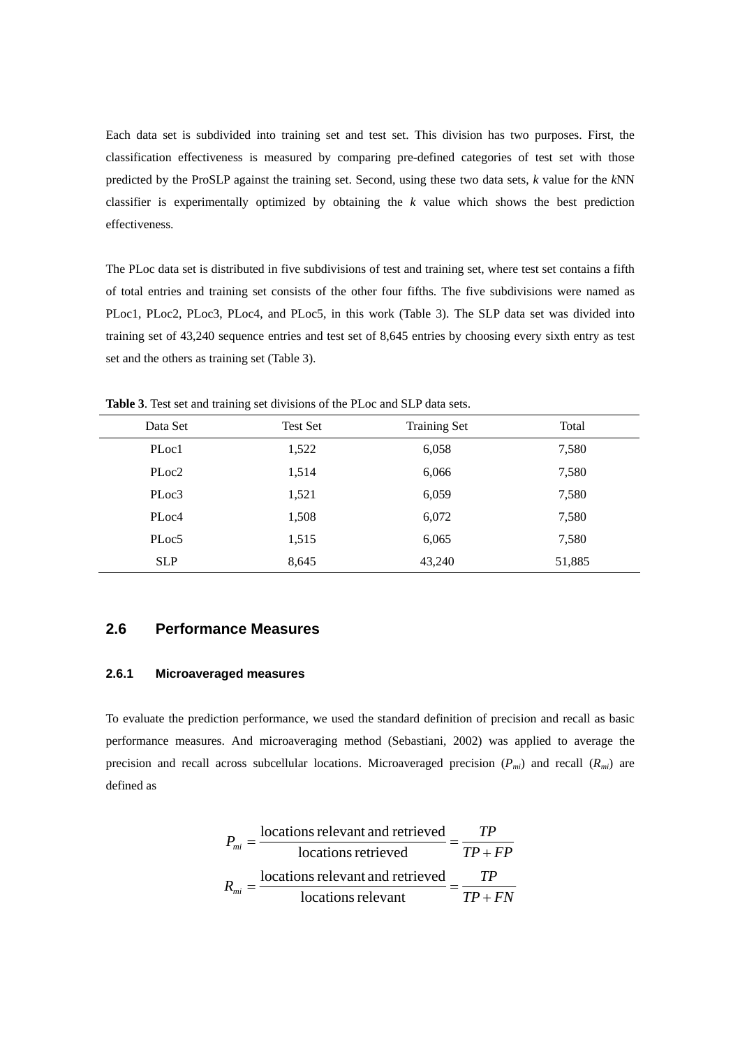Each data set is subdivided into training set and test set. This division has two purposes. First, the classification effectiveness is measured by comparing pre-defined categories of test set with those predicted by the ProSLP against the training set. Second, using these two data sets, *k* value for the *k*NN classifier is experimentally optimized by obtaining the *k* value which shows the best prediction effectiveness.

The PLoc data set is distributed in five subdivisions of test and training set, where test set contains a fifth of total entries and training set consists of the other four fifths. The five subdivisions were named as PLoc1, PLoc2, PLoc3, PLoc4, and PLoc5, in this work (Table 3). The SLP data set was divided into training set of 43,240 sequence entries and test set of 8,645 entries by choosing every sixth entry as test set and the others as training set (Table 3).

**Table 3**. Test set and training set divisions of the PLoc and SLP data sets.

| Data Set | Test Set | Training Set | Total |
|---|---|---|---|
| PLoc1 | 1,522 | 6,058 | 7,580 |
| PLoc2 | 1,514 | 6,066 | 7,580 |
| PLoc3 | 1,521 | 6,059 | 7,580 |
| PLoc4 | 1,508 | 6,072 | 7,580 |
| PLoc5 | 1,515 | 6,065 | 7,580 |
| SLP | 8,645 | 43,240 | 51,885 |

## 2.6 Performance Measures

### 2.6.1 Microaveraged measures

To evaluate the prediction performance, we used the standard definition of precision and recall as basic performance measures. And microaveraging method (Sebastiani, 2002) was applied to average the precision and recall across subcellular locations. Microaveraged precision ($P_{mi}$) and recall ($R_{mi}$) are defined as

$$P_{mi} = \frac{\text{locations relevant and retrieved}}{\text{locations retrieved}} = \frac{TP}{TP + FP}$$

$$R_{mi} = \frac{\text{locations relevant and retrieved}}{\text{locations relevant}} = \frac{TP}{TP + FN}$$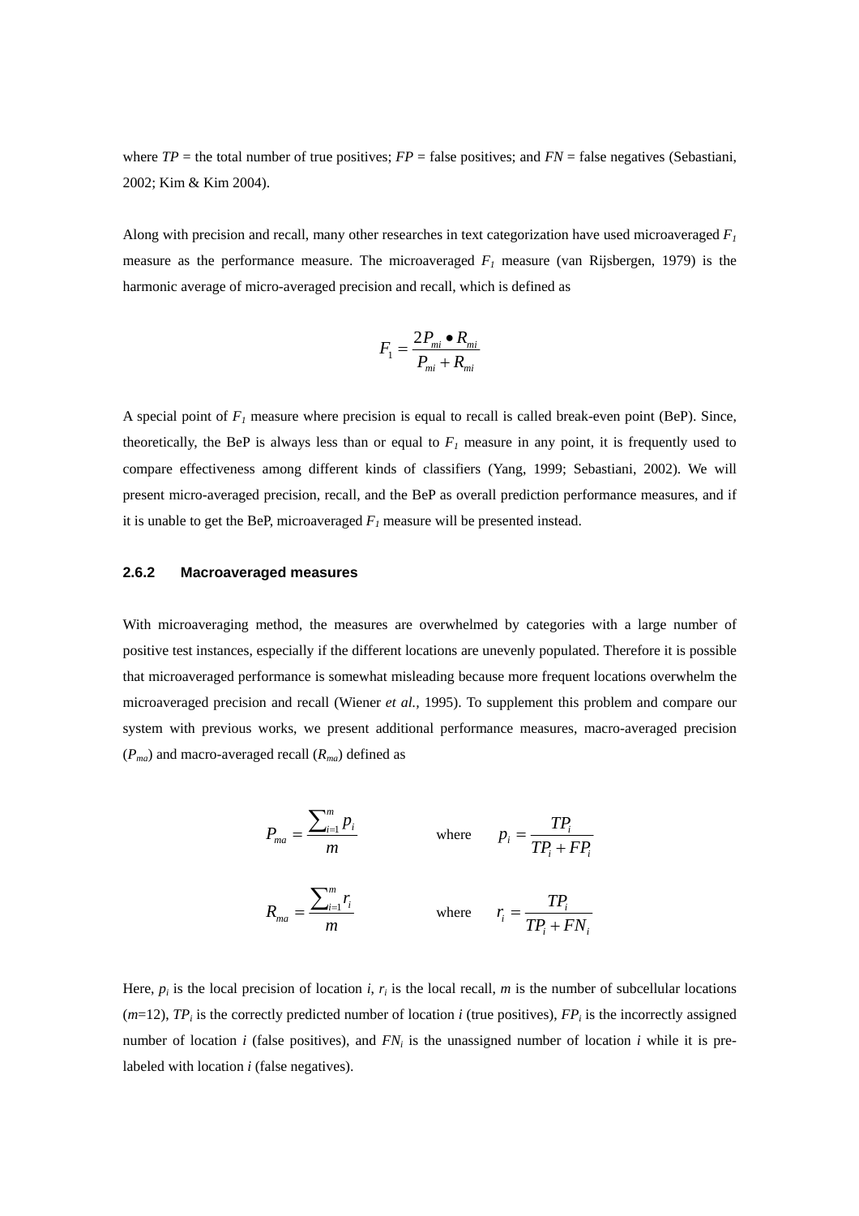where $TP$ = the total number of true positives; $FP$ = false positives; and $FN$ = false negatives (Sebastiani, 2002; Kim & Kim 2004).

Along with precision and recall, many other researches in text categorization have used microaveraged $F_1$ measure as the performance measure. The microaveraged $F_1$ measure (van Rijsbergen, 1979) is the harmonic average of micro-averaged precision and recall, which is defined as

$$F_1 = \frac{2P_{mi} \bullet R_{mi}}{P_{mi} + R_{mi}}$$

A special point of $F_1$ measure where precision is equal to recall is called break-even point (BeP). Since, theoretically, the BeP is always less than or equal to $F_1$ measure in any point, it is frequently used to compare effectiveness among different kinds of classifiers (Yang, 1999; Sebastiani, 2002). We will present micro-averaged precision, recall, and the BeP as overall prediction performance measures, and if it is unable to get the BeP, microaveraged $F_1$ measure will be presented instead.

### 2.6.2 Macroaveraged measures

With microaveraging method, the measures are overwhelmed by categories with a large number of positive test instances, especially if the different locations are unevenly populated. Therefore it is possible that microaveraged performance is somewhat misleading because more frequent locations overwhelm the microaveraged precision and recall (Wiener *et al.*, 1995). To supplement this problem and compare our system with previous works, we present additional performance measures, macro-averaged precision ($P_{ma}$) and macro-averaged recall ($R_{ma}$) defined as

$$P_{ma} = \frac{\sum_{i=1}^{m} p_i}{m} \qquad \text{where} \qquad p_i = \frac{TP_i}{TP_i + FP_i}$$

$$R_{ma} = \frac{\sum_{i=1}^{m} r_i}{m} \qquad \text{where} \qquad r_i = \frac{TP_i}{TP_i + FN_i}$$

Here, $p_i$ is the local precision of location $i$, $r_i$ is the local recall, $m$ is the number of subcellular locations ($m$=12), $TP_i$ is the correctly predicted number of location $i$ (true positives), $FP_i$ is the incorrectly assigned number of location $i$ (false positives), and $FN_i$ is the unassigned number of location $i$ while it is pre-labeled with location $i$ (false negatives).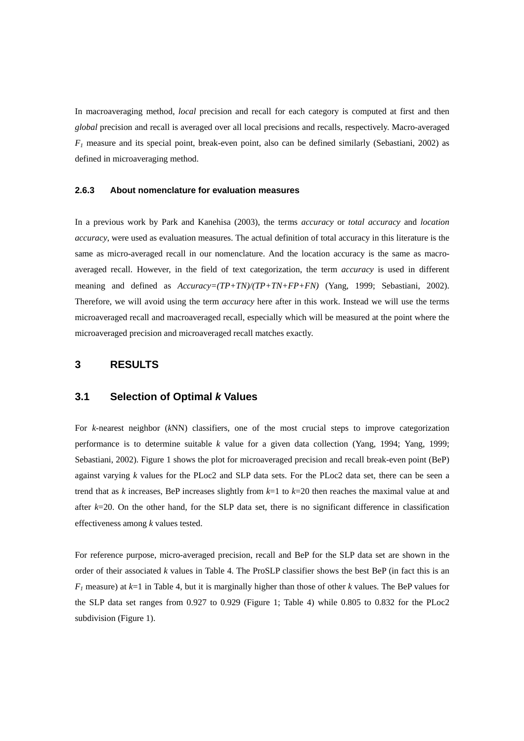In macroaveraging method, *local* precision and recall for each category is computed at first and then *global* precision and recall is averaged over all local precisions and recalls, respectively. Macro-averaged $F_1$ measure and its special point, break-even point, also can be defined similarly (Sebastiani, 2002) as defined in microaveraging method.

#### 2.6.3 About nomenclature for evaluation measures

In a previous work by Park and Kanehisa (2003), the terms *accuracy* or *total accuracy* and *location accuracy*, were used as evaluation measures. The actual definition of total accuracy in this literature is the same as micro-averaged recall in our nomenclature. And the location accuracy is the same as macro-averaged recall. However, in the field of text categorization, the term *accuracy* is used in different meaning and defined as $Accuracy=(TP+TN)/(TP+TN+FP+FN)$ (Yang, 1999; Sebastiani, 2002). Therefore, we will avoid using the term *accuracy* here after in this work. Instead we will use the terms microaveraged recall and macroaveraged recall, especially which will be measured at the point where the microaveraged precision and microaveraged recall matches exactly.

## 3 RESULTS

### 3.1 Selection of Optimal *k* Values

For *k*-nearest neighbor (*k*NN) classifiers, one of the most crucial steps to improve categorization performance is to determine suitable *k* value for a given data collection (Yang, 1994; Yang, 1999; Sebastiani, 2002). Figure 1 shows the plot for microaveraged precision and recall break-even point (BeP) against varying *k* values for the PLoc2 and SLP data sets. For the PLoc2 data set, there can be seen a trend that as *k* increases, BeP increases slightly from $k$=1 to $k$=20 then reaches the maximal value at and after $k$=20. On the other hand, for the SLP data set, there is no significant difference in classification effectiveness among *k* values tested.

For reference purpose, micro-averaged precision, recall and BeP for the SLP data set are shown in the order of their associated *k* values in Table 4. The ProSLP classifier shows the best BeP (in fact this is an $F_1$ measure) at $k$=1 in Table 4, but it is marginally higher than those of other *k* values. The BeP values for the SLP data set ranges from 0.927 to 0.929 (Figure 1; Table 4) while 0.805 to 0.832 for the PLoc2 subdivision (Figure 1).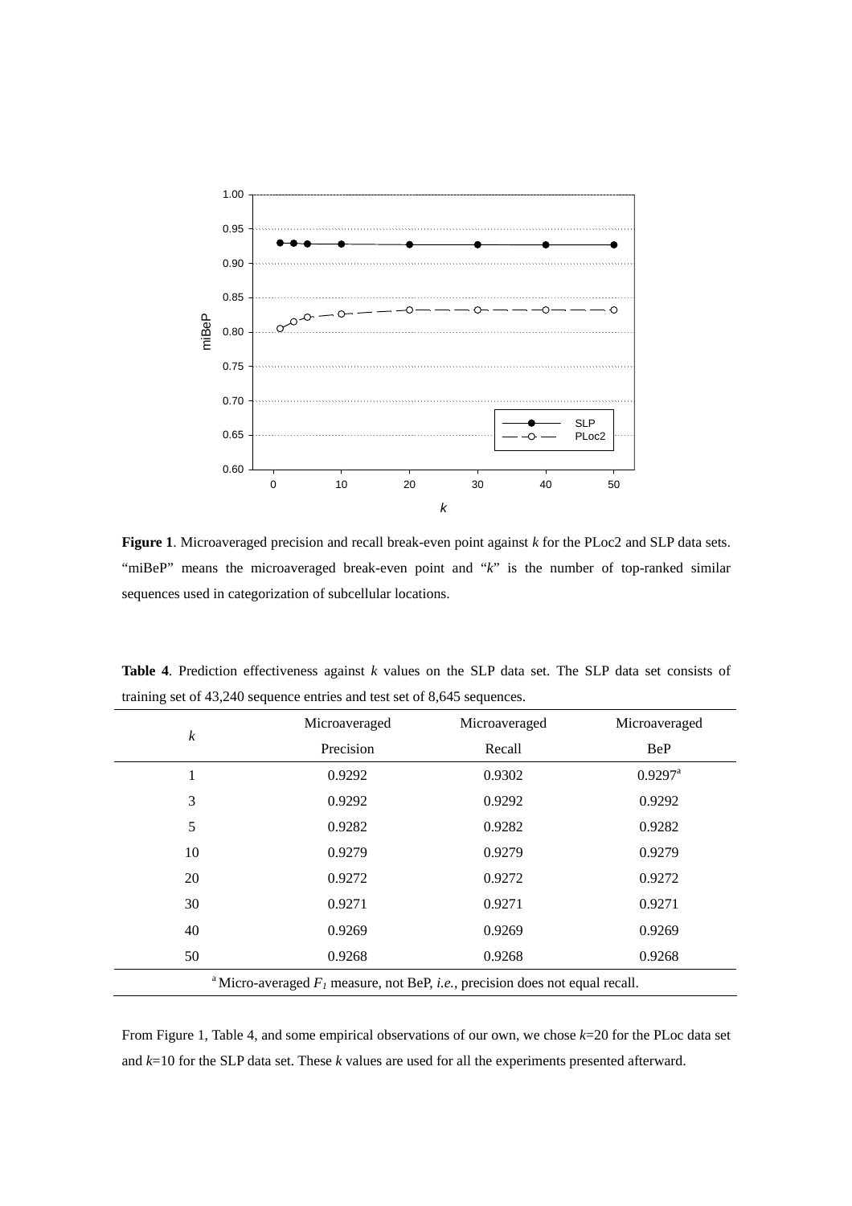**Figure 1**. Microaveraged precision and recall break-even point against *k* for the PLoc2 and SLP data sets. “miBeP” means the microaveraged break-even point and “*k*” is the number of top-ranked similar sequences used in categorization of subcellular locations.

**Table 4**. Prediction effectiveness against *k* values on the SLP data set. The SLP data set consists of training set of 43,240 sequence entries and test set of 8,645 sequences.

| *k* | Microaveraged Precision | Microaveraged Recall | Microaveraged BeP |
|---|---|---|---|
| 1 | 0.9292 | 0.9302 | 0.9297[a] |
| 3 | 0.9292 | 0.9292 | 0.9292 |
| 5 | 0.9282 | 0.9282 | 0.9282 |
| 10 | 0.9279 | 0.9279 | 0.9279 |
| 20 | 0.9272 | 0.9272 | 0.9272 |
| 30 | 0.9271 | 0.9271 | 0.9271 |
| 40 | 0.9269 | 0.9269 | 0.9269 |
| 50 | 0.9268 | 0.9268 | 0.9268 |

[a] Micro-averaged $F_1$ measure, not BeP, *i.e.*, precision does not equal recall.

From Figure 1, Table 4, and some empirical observations of our own, we chose *k*=20 for the PLoc data set and *k*=10 for the SLP data set. These *k* values are used for all the experiments presented afterward.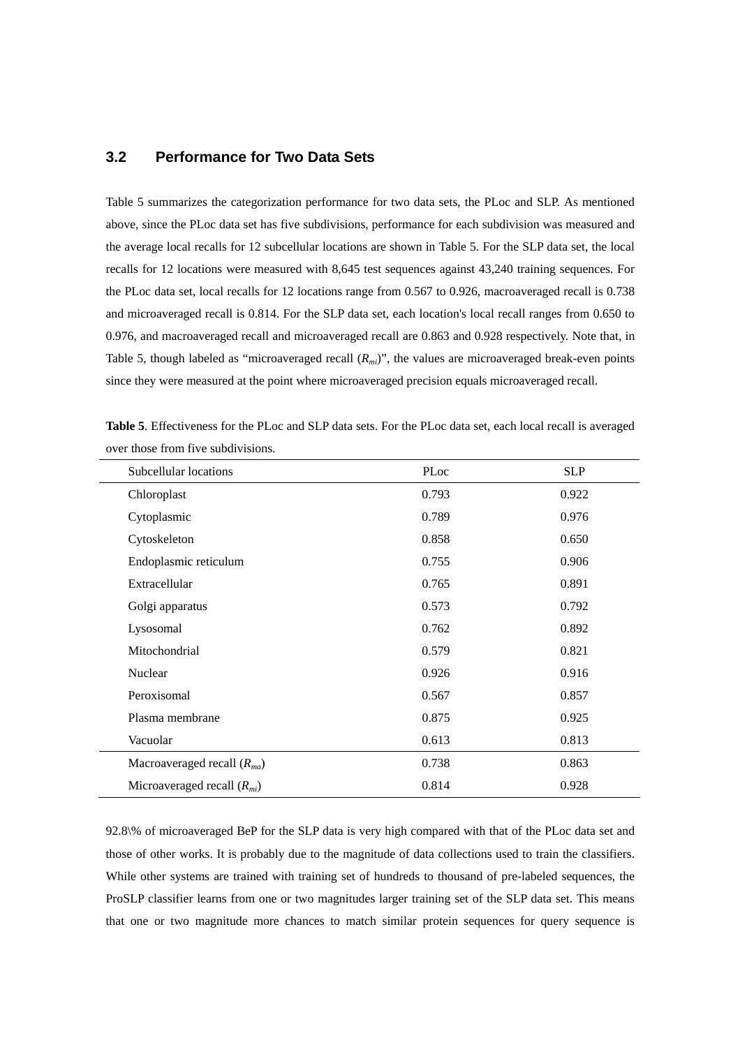### 3.2 Performance for Two Data Sets

Table 5 summarizes the categorization performance for two data sets, the PLoc and SLP. As mentioned above, since the PLoc data set has five subdivisions, performance for each subdivision was measured and the average local recalls for 12 subcellular locations are shown in Table 5. For the SLP data set, the local recalls for 12 locations were measured with 8,645 test sequences against 43,240 training sequences. For the PLoc data set, local recalls for 12 locations range from 0.567 to 0.926, macroaveraged recall is 0.738 and microaveraged recall is 0.814. For the SLP data set, each location's local recall ranges from 0.650 to 0.976, and macroaveraged recall and microaveraged recall are 0.863 and 0.928 respectively. Note that, in Table 5, though labeled as "microaveraged recall ($R_{mi}$)", the values are microaveraged break-even points since they were measured at the point where microaveraged precision equals microaveraged recall.

**Table 5**. Effectiveness for the PLoc and SLP data sets. For the PLoc data set, each local recall is averaged over those from five subdivisions.

| Subcellular locations | PLoc | SLP |
|---|---|---|
| Chloroplast | 0.793 | 0.922 |
| Cytoplasmic | 0.789 | 0.976 |
| Cytoskeleton | 0.858 | 0.650 |
| Endoplasmic reticulum | 0.755 | 0.906 |
| Extracellular | 0.765 | 0.891 |
| Golgi apparatus | 0.573 | 0.792 |
| Lysosomal | 0.762 | 0.892 |
| Mitochondrial | 0.579 | 0.821 |
| Nuclear | 0.926 | 0.916 |
| Peroxisomal | 0.567 | 0.857 |
| Plasma membrane | 0.875 | 0.925 |
| Vacuolar | 0.613 | 0.813 |
| Macroaveraged recall ($R_{ma}$) | 0.738 | 0.863 |
| Microaveraged recall ($R_{mi}$) | 0.814 | 0.928 |

92.8\% of microaveraged BeP for the SLP data is very high compared with that of the PLoc data set and those of other works. It is probably due to the magnitude of data collections used to train the classifiers. While other systems are trained with training set of hundreds to thousand of pre-labeled sequences, the ProSLP classifier learns from one or two magnitudes larger training set of the SLP data set. This means that one or two magnitude more chances to match similar protein sequences for query sequence is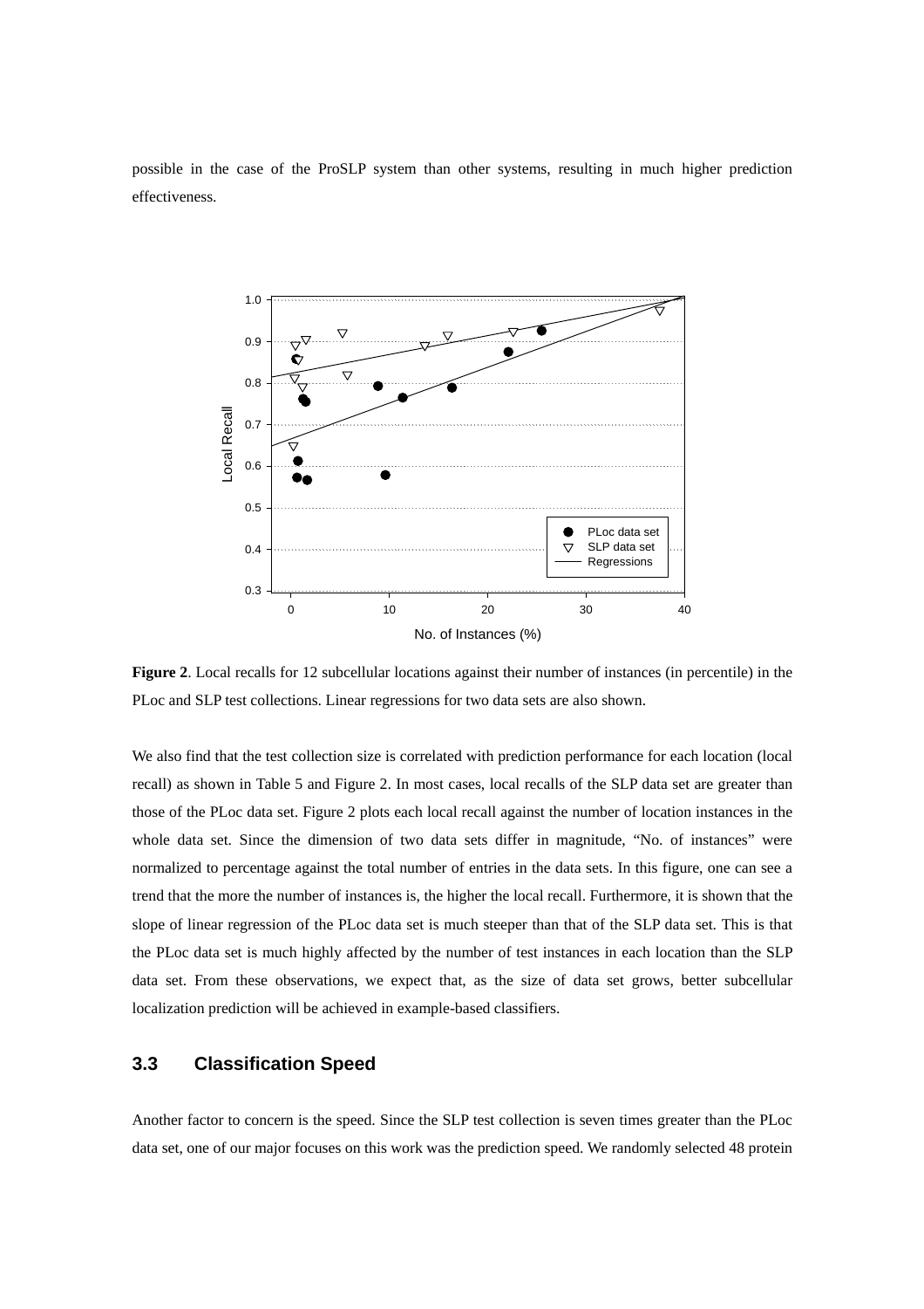possible in the case of the ProSLP system than other systems, resulting in much higher prediction effectiveness.

**Figure 2**. Local recalls for 12 subcellular locations against their number of instances (in percentile) in the PLoc and SLP test collections. Linear regressions for two data sets are also shown.

We also find that the test collection size is correlated with prediction performance for each location (local recall) as shown in Table 5 and Figure 2. In most cases, local recalls of the SLP data set are greater than those of the PLoc data set. Figure 2 plots each local recall against the number of location instances in the whole data set. Since the dimension of two data sets differ in magnitude, “No. of instances” were normalized to percentage against the total number of entries in the data sets. In this figure, one can see a trend that the more the number of instances is, the higher the local recall. Furthermore, it is shown that the slope of linear regression of the PLoc data set is much steeper than that of the SLP data set. This is that the PLoc data set is much highly affected by the number of test instances in each location than the SLP data set. From these observations, we expect that, as the size of data set grows, better subcellular localization prediction will be achieved in example-based classifiers.

## 3.3 Classification Speed

Another factor to concern is the speed. Since the SLP test collection is seven times greater than the PLoc data set, one of our major focuses on this work was the prediction speed. We randomly selected 48 protein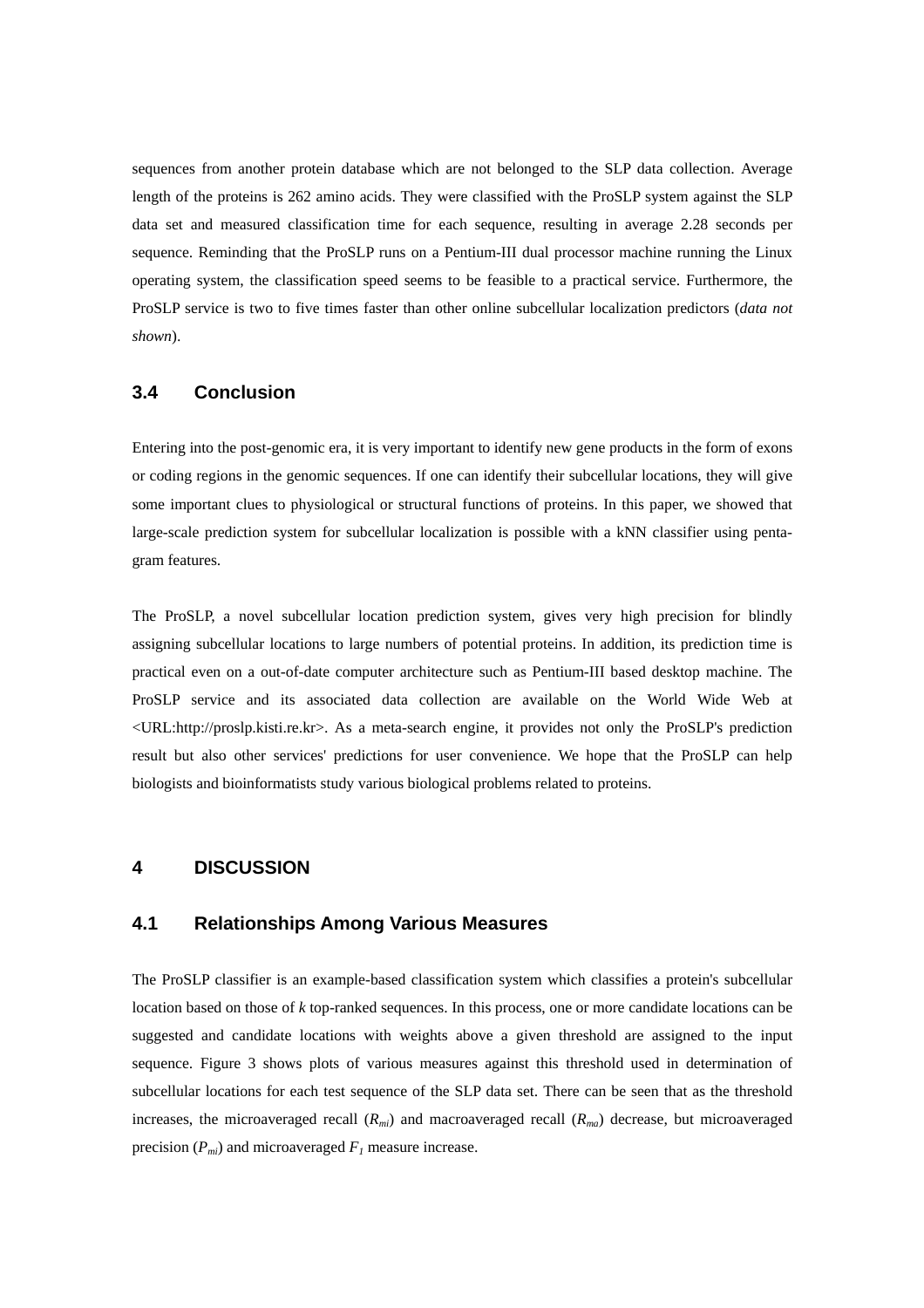sequences from another protein database which are not belonged to the SLP data collection. Average length of the proteins is 262 amino acids. They were classified with the ProSLP system against the SLP data set and measured classification time for each sequence, resulting in average 2.28 seconds per sequence. Reminding that the ProSLP runs on a Pentium-III dual processor machine running the Linux operating system, the classification speed seems to be feasible to a practical service. Furthermore, the ProSLP service is two to five times faster than other online subcellular localization predictors (*data not shown*).

### 3.4 Conclusion

Entering into the post-genomic era, it is very important to identify new gene products in the form of exons or coding regions in the genomic sequences. If one can identify their subcellular locations, they will give some important clues to physiological or structural functions of proteins. In this paper, we showed that large-scale prediction system for subcellular localization is possible with a kNN classifier using penta-gram features.

The ProSLP, a novel subcellular location prediction system, gives very high precision for blindly assigning subcellular locations to large numbers of potential proteins. In addition, its prediction time is practical even on a out-of-date computer architecture such as Pentium-III based desktop machine. The ProSLP service and its associated data collection are available on the World Wide Web at <URL:http://proslp.kisti.re.kr>. As a meta-search engine, it provides not only the ProSLP's prediction result but also other services' predictions for user convenience. We hope that the ProSLP can help biologists and bioinformatists study various biological problems related to proteins.

## 4 DISCUSSION

### 4.1 Relationships Among Various Measures

The ProSLP classifier is an example-based classification system which classifies a protein's subcellular location based on those of $k$ top-ranked sequences. In this process, one or more candidate locations can be suggested and candidate locations with weights above a given threshold are assigned to the input sequence. Figure 3 shows plots of various measures against this threshold used in determination of subcellular locations for each test sequence of the SLP data set. There can be seen that as the threshold increases, the microaveraged recall ($R_{mi}$) and macroaveraged recall ($R_{ma}$) decrease, but microaveraged precision ($P_{mi}$) and microaveraged $F_1$ measure increase.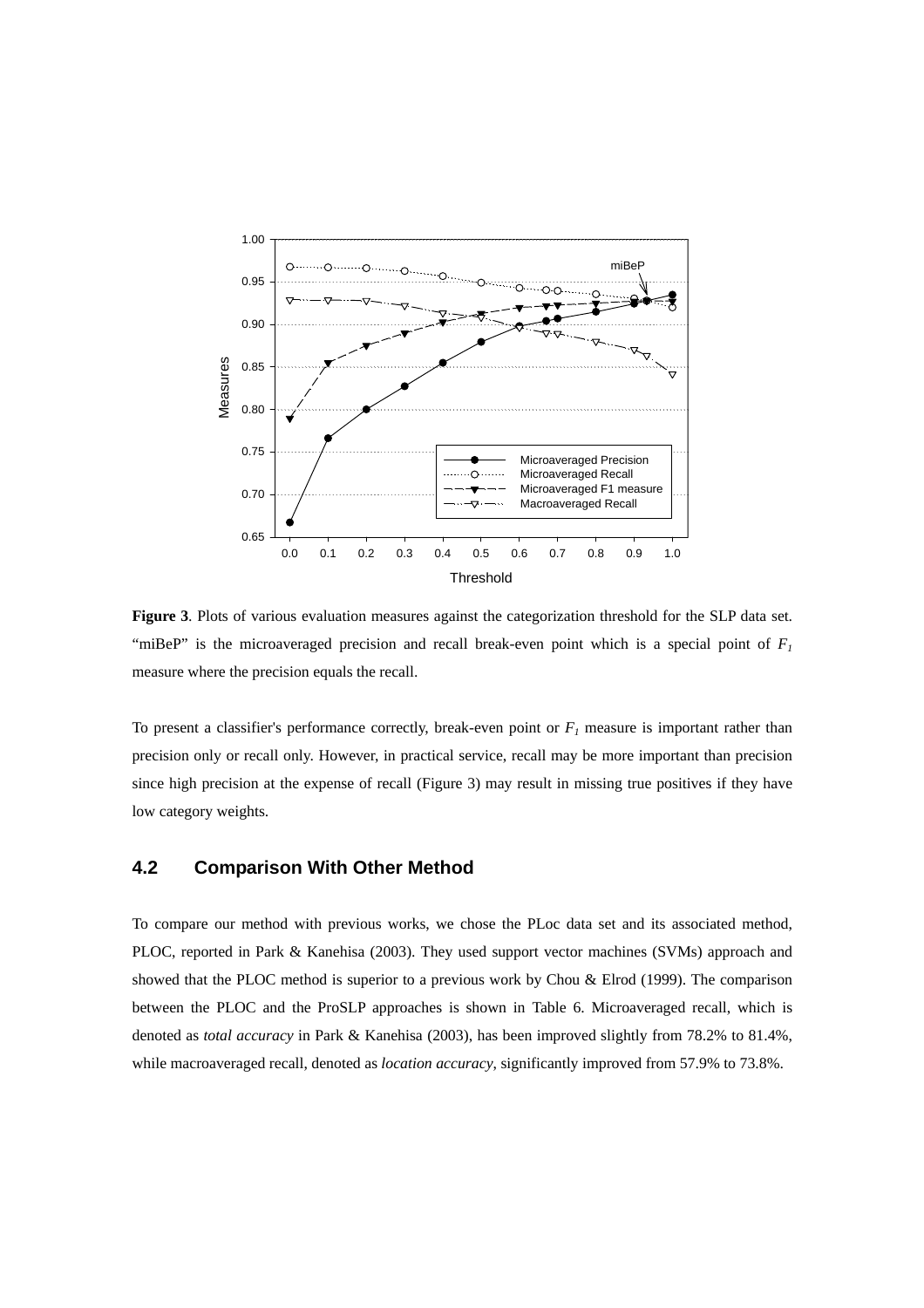**Figure 3**. Plots of various evaluation measures against the categorization threshold for the SLP data set. "miBeP" is the microaveraged precision and recall break-even point which is a special point of $F_1$ measure where the precision equals the recall.

To present a classifier's performance correctly, break-even point or $F_1$ measure is important rather than precision only or recall only. However, in practical service, recall may be more important than precision since high precision at the expense of recall (Figure 3) may result in missing true positives if they have low category weights.

## 4.2 Comparison With Other Method

To compare our method with previous works, we chose the PLoc data set and its associated method, PLOC, reported in Park & Kanehisa (2003). They used support vector machines (SVMs) approach and showed that the PLOC method is superior to a previous work by Chou & Elrod (1999). The comparison between the PLOC and the ProSLP approaches is shown in Table 6. Microaveraged recall, which is denoted as *total accuracy* in Park & Kanehisa (2003), has been improved slightly from 78.2% to 81.4%, while macroaveraged recall, denoted as *location accuracy*, significantly improved from 57.9% to 73.8%.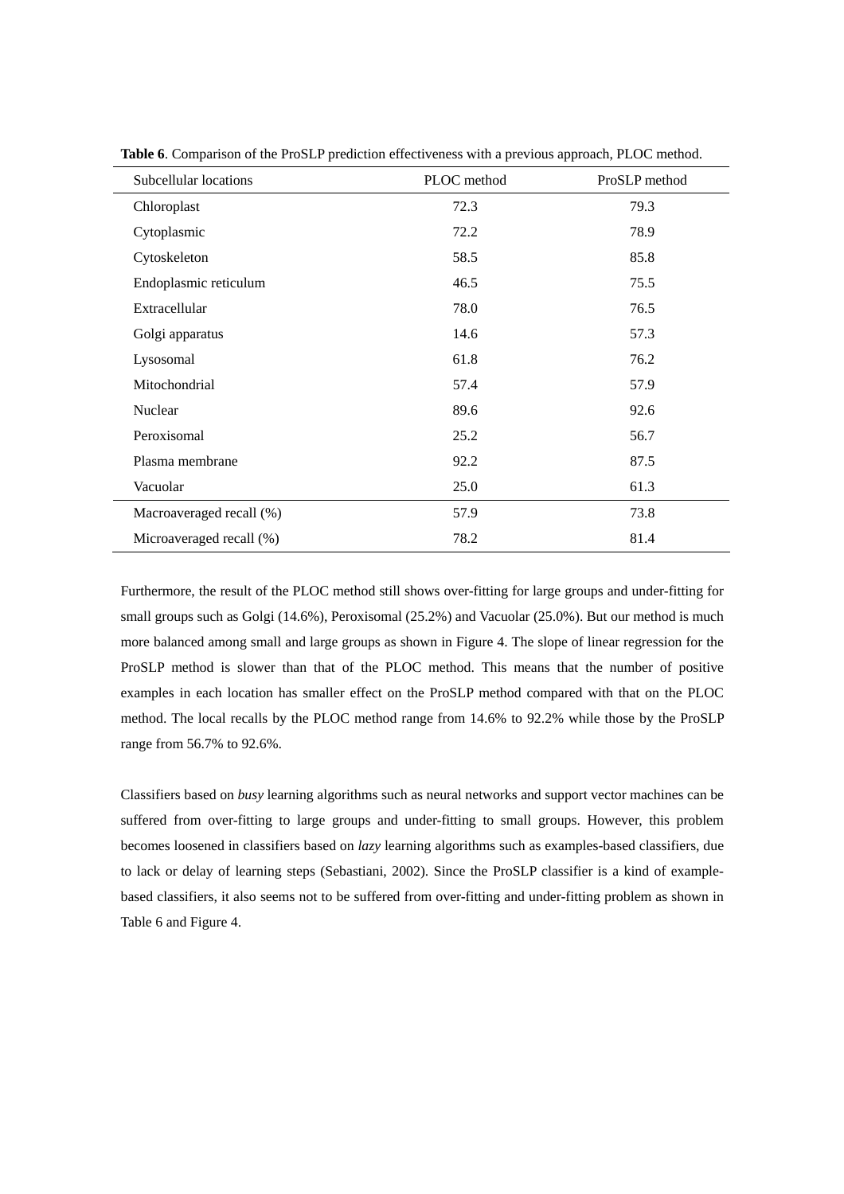**Table 6**. Comparison of the ProSLP prediction effectiveness with a previous approach, PLOC method.

| Subcellular locations | PLOC method | ProSLP method |
|---|---|---|
| Chloroplast | 72.3 | 79.3 |
| Cytoplasmic | 72.2 | 78.9 |
| Cytoskeleton | 58.5 | 85.8 |
| Endoplasmic reticulum | 46.5 | 75.5 |
| Extracellular | 78.0 | 76.5 |
| Golgi apparatus | 14.6 | 57.3 |
| Lysosomal | 61.8 | 76.2 |
| Mitochondrial | 57.4 | 57.9 |
| Nuclear | 89.6 | 92.6 |
| Peroxisomal | 25.2 | 56.7 |
| Plasma membrane | 92.2 | 87.5 |
| Vacuolar | 25.0 | 61.3 |
| Macroaveraged recall (%) | 57.9 | 73.8 |
| Microaveraged recall (%) | 78.2 | 81.4 |

Furthermore, the result of the PLOC method still shows over-fitting for large groups and under-fitting for small groups such as Golgi (14.6%), Peroxisomal (25.2%) and Vacuolar (25.0%). But our method is much more balanced among small and large groups as shown in Figure 4. The slope of linear regression for the ProSLP method is slower than that of the PLOC method. This means that the number of positive examples in each location has smaller effect on the ProSLP method compared with that on the PLOC method. The local recalls by the PLOC method range from 14.6% to 92.2% while those by the ProSLP range from 56.7% to 92.6%.

Classifiers based on *busy* learning algorithms such as neural networks and support vector machines can be suffered from over-fitting to large groups and under-fitting to small groups. However, this problem becomes loosened in classifiers based on *lazy* learning algorithms such as examples-based classifiers, due to lack or delay of learning steps (Sebastiani, 2002). Since the ProSLP classifier is a kind of example-based classifiers, it also seems not to be suffered from over-fitting and under-fitting problem as shown in Table 6 and Figure 4.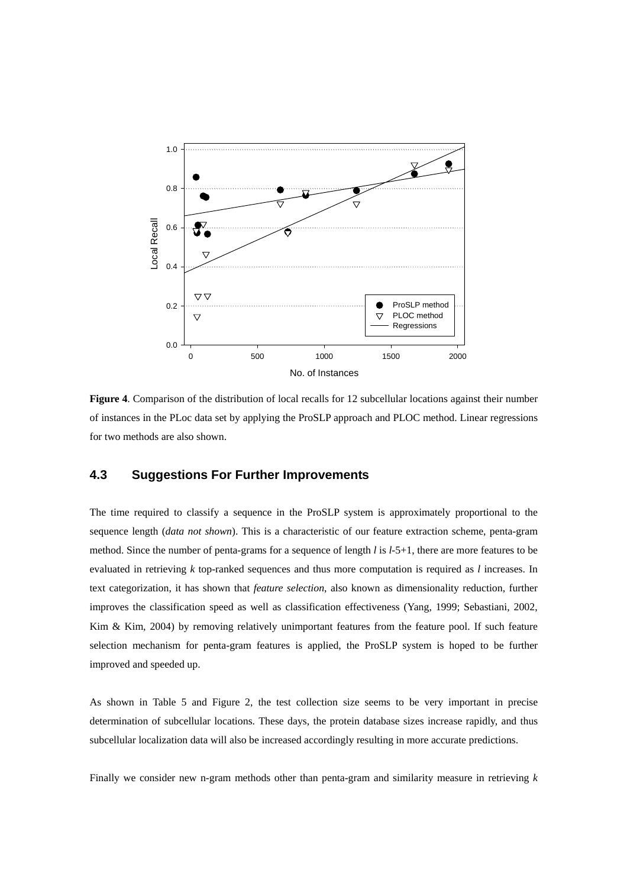**Figure 4**. Comparison of the distribution of local recalls for 12 subcellular locations against their number of instances in the PLoc data set by applying the ProSLP approach and PLOC method. Linear regressions for two methods are also shown.

### 4.3 Suggestions For Further Improvements

The time required to classify a sequence in the ProSLP system is approximately proportional to the sequence length (*data not shown*). This is a characteristic of our feature extraction scheme, penta-gram method. Since the number of penta-grams for a sequence of length $l$ is $l$-5+1, there are more features to be evaluated in retrieving $k$ top-ranked sequences and thus more computation is required as $l$ increases. In text categorization, it has shown that *feature selection*, also known as dimensionality reduction, further improves the classification speed as well as classification effectiveness (Yang, 1999; Sebastiani, 2002, Kim & Kim, 2004) by removing relatively unimportant features from the feature pool. If such feature selection mechanism for penta-gram features is applied, the ProSLP system is hoped to be further improved and speeded up.

As shown in Table 5 and Figure 2, the test collection size seems to be very important in precise determination of subcellular locations. These days, the protein database sizes increase rapidly, and thus subcellular localization data will also be increased accordingly resulting in more accurate predictions.

Finally we consider new n-gram methods other than penta-gram and similarity measure in retrieving $k$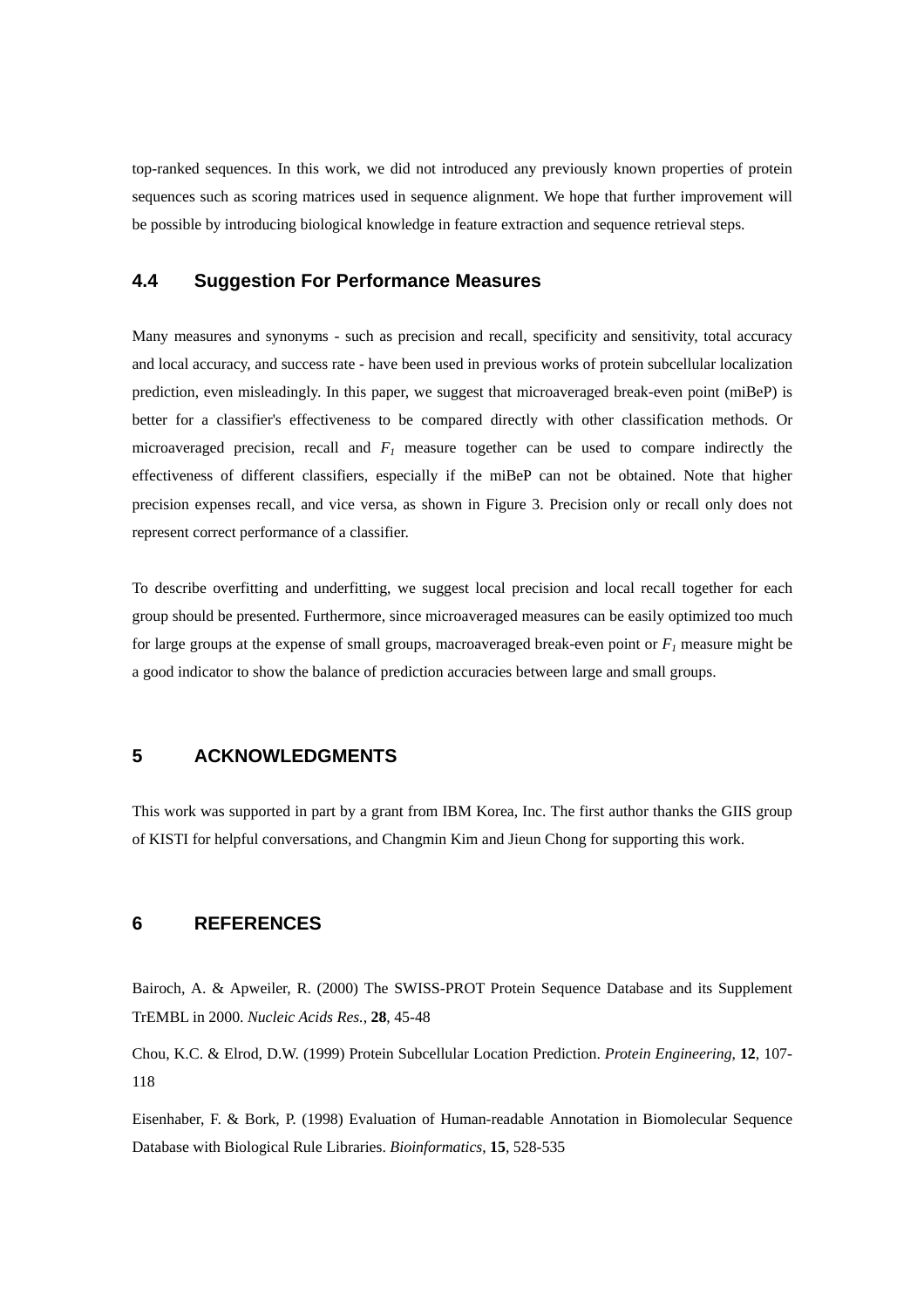top-ranked sequences. In this work, we did not introduced any previously known properties of protein sequences such as scoring matrices used in sequence alignment. We hope that further improvement will be possible by introducing biological knowledge in feature extraction and sequence retrieval steps.

### 4.4 Suggestion For Performance Measures

Many measures and synonyms - such as precision and recall, specificity and sensitivity, total accuracy and local accuracy, and success rate - have been used in previous works of protein subcellular localization prediction, even misleadingly. In this paper, we suggest that microaveraged break-even point (miBeP) is better for a classifier's effectiveness to be compared directly with other classification methods. Or microaveraged precision, recall and $F_1$ measure together can be used to compare indirectly the effectiveness of different classifiers, especially if the miBeP can not be obtained. Note that higher precision expenses recall, and vice versa, as shown in Figure 3. Precision only or recall only does not represent correct performance of a classifier.

To describe overfitting and underfitting, we suggest local precision and local recall together for each group should be presented. Furthermore, since microaveraged measures can be easily optimized too much for large groups at the expense of small groups, macroaveraged break-even point or $F_1$ measure might be a good indicator to show the balance of prediction accuracies between large and small groups.

## 5 ACKNOWLEDGMENTS

This work was supported in part by a grant from IBM Korea, Inc. The first author thanks the GIIS group of KISTI for helpful conversations, and Changmin Kim and Jieun Chong for supporting this work.

## 6 REFERENCES

Bairoch, A. & Apweiler, R. (2000) The SWISS-PROT Protein Sequence Database and its Supplement TrEMBL in 2000. *Nucleic Acids Res.*, **28**, 45-48

Chou, K.C. & Elrod, D.W. (1999) Protein Subcellular Location Prediction. *Protein Engineering*, **12**, 107-118

Eisenhaber, F. & Bork, P. (1998) Evaluation of Human-readable Annotation in Biomolecular Sequence Database with Biological Rule Libraries. *Bioinformatics*, **15**, 528-535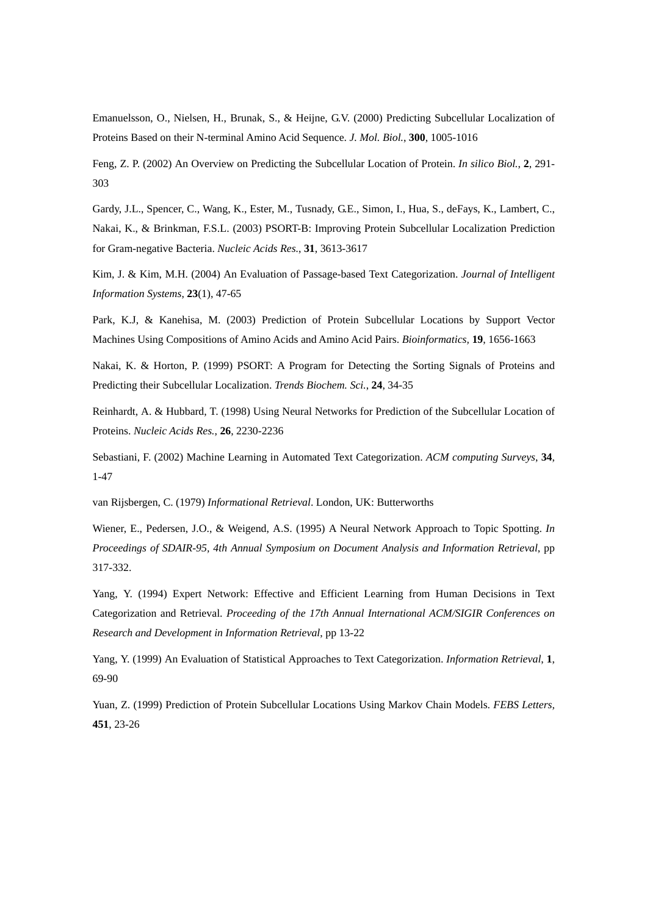Emanuelsson, O., Nielsen, H., Brunak, S., & Heijne, G.V. (2000) Predicting Subcellular Localization of Proteins Based on their N-terminal Amino Acid Sequence. *J. Mol. Biol.*, **300**, 1005-1016

Feng, Z. P. (2002) An Overview on Predicting the Subcellular Location of Protein. *In silico Biol.*, **2**, 291-303

Gardy, J.L., Spencer, C., Wang, K., Ester, M., Tusnady, G.E., Simon, I., Hua, S., deFays, K., Lambert, C., Nakai, K., & Brinkman, F.S.L. (2003) PSORT-B: Improving Protein Subcellular Localization Prediction for Gram-negative Bacteria. *Nucleic Acids Res.*, **31**, 3613-3617

Kim, J. & Kim, M.H. (2004) An Evaluation of Passage-based Text Categorization. *Journal of Intelligent Information Systems*, **23**(1), 47-65

Park, K.J, & Kanehisa, M. (2003) Prediction of Protein Subcellular Locations by Support Vector Machines Using Compositions of Amino Acids and Amino Acid Pairs. *Bioinformatics*, **19**, 1656-1663

Nakai, K. & Horton, P. (1999) PSORT: A Program for Detecting the Sorting Signals of Proteins and Predicting their Subcellular Localization. *Trends Biochem. Sci.*, **24**, 34-35

Reinhardt, A. & Hubbard, T. (1998) Using Neural Networks for Prediction of the Subcellular Location of Proteins. *Nucleic Acids Res.*, **26**, 2230-2236

Sebastiani, F. (2002) Machine Learning in Automated Text Categorization. *ACM computing Surveys*, **34**, 1-47

van Rijsbergen, C. (1979) *Informational Retrieval*. London, UK: Butterworths

Wiener, E., Pedersen, J.O., & Weigend, A.S. (1995) A Neural Network Approach to Topic Spotting. *In Proceedings of SDAIR-95, 4th Annual Symposium on Document Analysis and Information Retrieval*, pp 317-332.

Yang, Y. (1994) Expert Network: Effective and Efficient Learning from Human Decisions in Text Categorization and Retrieval. *Proceeding of the 17th Annual International ACM/SIGIR Conferences on Research and Development in Information Retrieval*, pp 13-22

Yang, Y. (1999) An Evaluation of Statistical Approaches to Text Categorization. *Information Retrieval*, **1**, 69-90

Yuan, Z. (1999) Prediction of Protein Subcellular Locations Using Markov Chain Models. *FEBS Letters*, **451**, 23-26